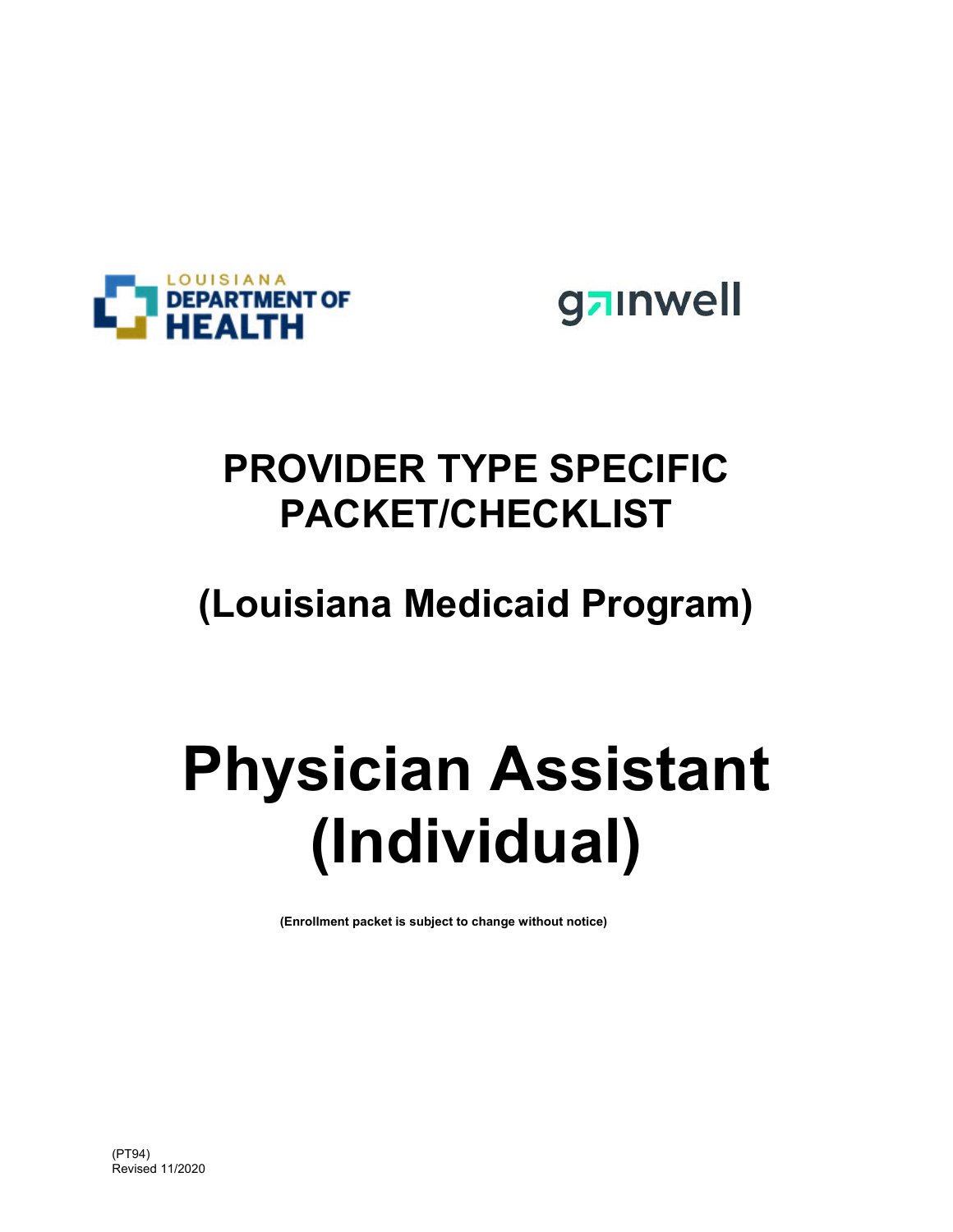LOUISIANA DEPARTMENT OF HEALTH

gainwell

# PROVIDER TYPE SPECIFIC PACKET/CHECKLIST

## (Louisiana Medicaid Program)

# Physician Assistant (Individual)

**(Enrollment packet is subject to change without notice)**

(PT94)
Revised 11/2020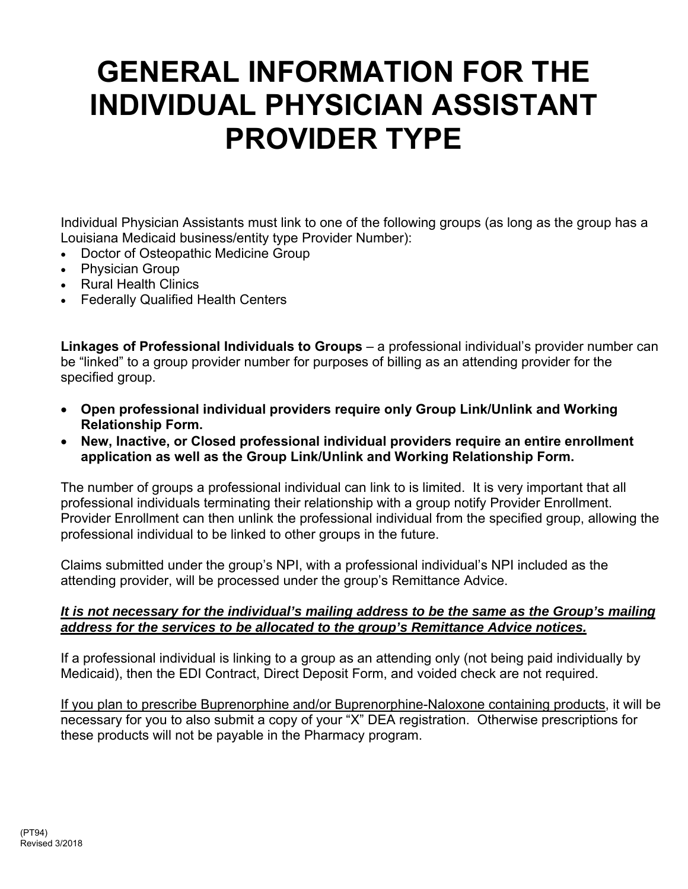# GENERAL INFORMATION FOR THE INDIVIDUAL PHYSICIAN ASSISTANT PROVIDER TYPE

Individual Physician Assistants must link to one of the following groups (as long as the group has a Louisiana Medicaid business/entity type Provider Number):

- Doctor of Osteopathic Medicine Group
- Physician Group
- Rural Health Clinics
- Federally Qualified Health Centers

**Linkages of Professional Individuals to Groups** – a professional individual's provider number can be "linked" to a group provider number for purposes of billing as an attending provider for the specified group.

- **Open professional individual providers require only Group Link/Unlink and Working Relationship Form.**
- **New, Inactive, or Closed professional individual providers require an entire enrollment application as well as the Group Link/Unlink and Working Relationship Form.**

The number of groups a professional individual can link to is limited. It is very important that all professional individuals terminating their relationship with a group notify Provider Enrollment. Provider Enrollment can then unlink the professional individual from the specified group, allowing the professional individual to be linked to other groups in the future.

Claims submitted under the group's NPI, with a professional individual's NPI included as the attending provider, will be processed under the group's Remittance Advice.

***<u>It is not necessary for the individual's mailing address to be the same as the Group's mailing address for the services to be allocated to the group's Remittance Advice notices.</u>***

If a professional individual is linking to a group as an attending only (not being paid individually by Medicaid), then the EDI Contract, Direct Deposit Form, and voided check are not required.

<u>If you plan to prescribe Buprenorphine and/or Buprenorphine-Naloxone containing products</u>, it will be necessary for you to also submit a copy of your "X" DEA registration. Otherwise prescriptions for these products will not be payable in the Pharmacy program.

(PT94)
Revised 3/2018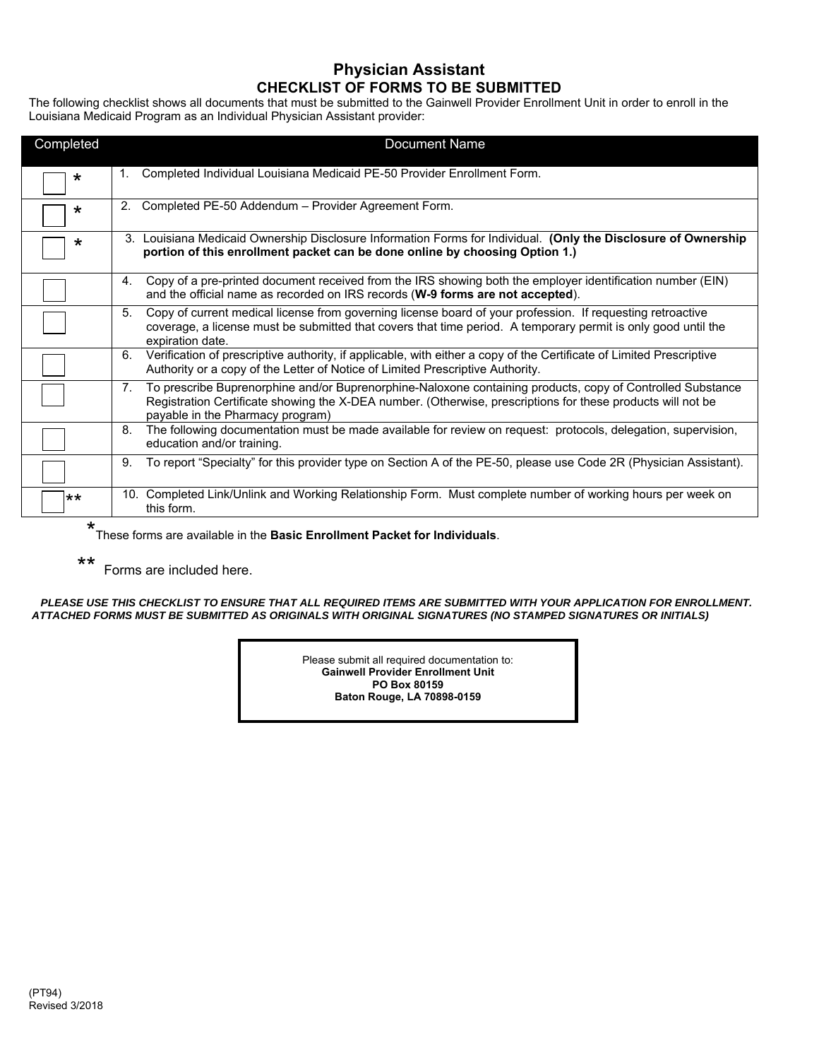# Physician Assistant

## CHECKLIST OF FORMS TO BE SUBMITTED

The following checklist shows all documents that must be submitted to the Gainwell Provider Enrollment Unit in order to enroll in the Louisiana Medicaid Program as an Individual Physician Assistant provider:

| Completed | Document Name |
|---|---|
| ☐ * | 1. Completed Individual Louisiana Medicaid PE-50 Provider Enrollment Form. |
| ☐ * | 2. Completed PE-50 Addendum – Provider Agreement Form. |
| ☐ * | 3. Louisiana Medicaid Ownership Disclosure Information Forms for Individual. **(Only the Disclosure of Ownership portion of this enrollment packet can be done online by choosing Option 1.)** |
| ☐ | 4. Copy of a pre-printed document received from the IRS showing both the employer identification number (EIN) and the official name as recorded on IRS records (**W-9 forms are not accepted**). |
| ☐ | 5. Copy of current medical license from governing license board of your profession. If requesting retroactive coverage, a license must be submitted that covers that time period. A temporary permit is only good until the expiration date. |
| ☐ | 6. Verification of prescriptive authority, if applicable, with either a copy of the Certificate of Limited Prescriptive Authority or a copy of the Letter of Notice of Limited Prescriptive Authority. |
| ☐ | 7. To prescribe Buprenorphine and/or Buprenorphine-Naloxone containing products, copy of Controlled Substance Registration Certificate showing the X-DEA number. (Otherwise, prescriptions for these products will not be payable in the Pharmacy program) |
| ☐ | 8. The following documentation must be made available for review on request: protocols, delegation, supervision, education and/or training. |
| ☐ | 9. To report "Specialty" for this provider type on Section A of the PE-50, please use Code 2R (Physician Assistant). |
| ☐ ** | 10. Completed Link/Unlink and Working Relationship Form. Must complete number of working hours per week on this form. |

*These forms are available in the **Basic Enrollment Packet for Individuals**.

** Forms are included here.

***PLEASE USE THIS CHECKLIST TO ENSURE THAT ALL REQUIRED ITEMS ARE SUBMITTED WITH YOUR APPLICATION FOR ENROLLMENT. ATTACHED FORMS MUST BE SUBMITTED AS ORIGINALS WITH ORIGINAL SIGNATURES (NO STAMPED SIGNATURES OR INITIALS)***

Please submit all required documentation to:
**Gainwell Provider Enrollment Unit**
**PO Box 80159**
**Baton Rouge, LA 70898-0159**

(PT94)
Revised 3/2018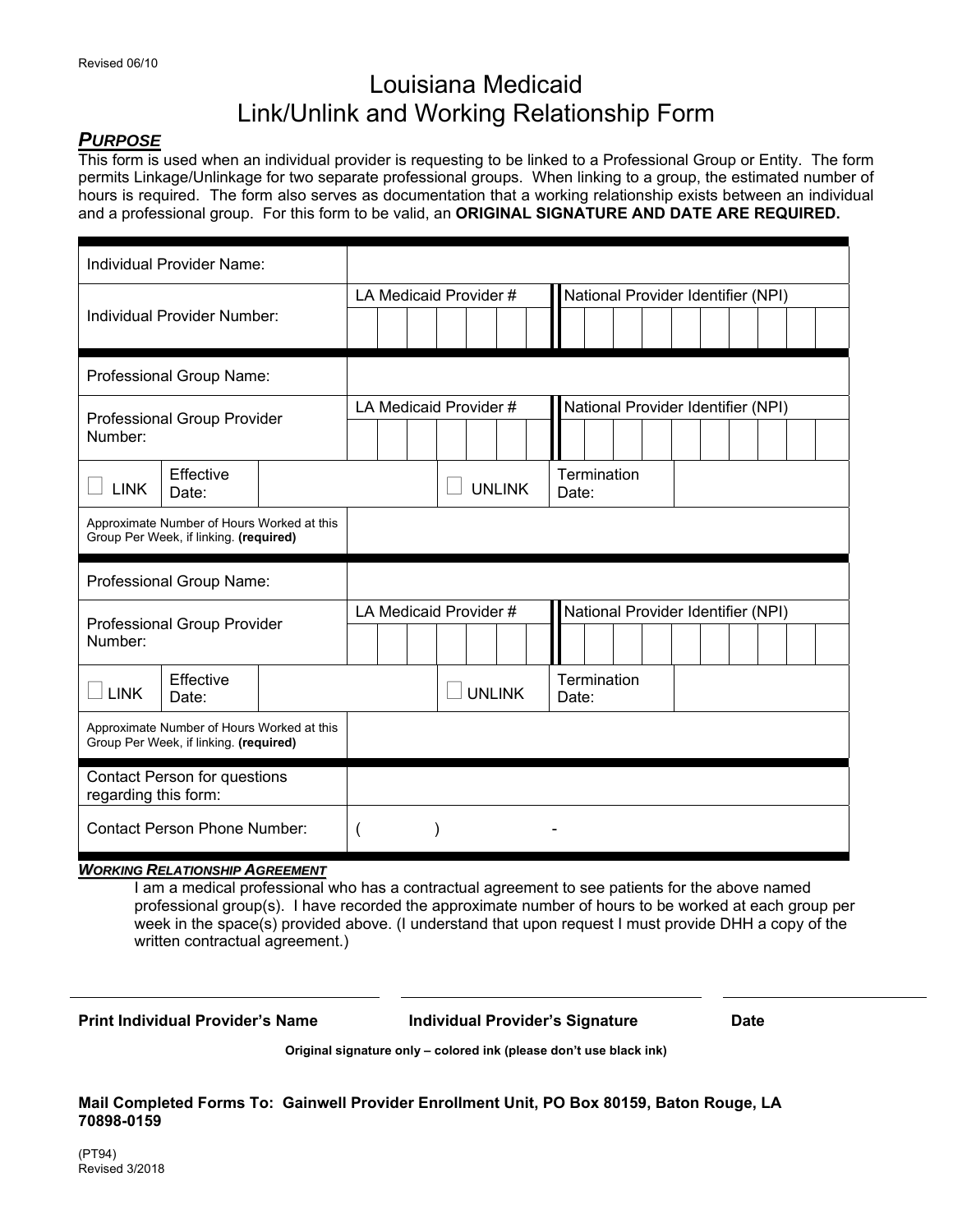Revised 06/10

# Louisiana Medicaid
# Link/Unlink and Working Relationship Form

***PURPOSE***

This form is used when an individual provider is requesting to be linked to a Professional Group or Entity. The form permits Linkage/Unlinkage for two separate professional groups. When linking to a group, the estimated number of hours is required. The form also serves as documentation that a working relationship exists between an individual and a professional group. For this form to be valid, an **ORIGINAL SIGNATURE AND DATE ARE REQUIRED.**

| | | | | |
|---|---|---|---|---|
| Individual Provider Name: | | | | |
| Individual Provider Number: | LA Medicaid Provider # | | National Provider Identifier (NPI) | |
| Professional Group Name: | | | | |
| Professional Group Provider Number: | LA Medicaid Provider # | | National Provider Identifier (NPI) | |
| ☐ LINK | Effective Date: | ☐ UNLINK | Termination Date: | |
| Approximate Number of Hours Worked at this Group Per Week, if linking. **(required)** | | | | |
| Professional Group Name: | | | | |
| Professional Group Provider Number: | LA Medicaid Provider # | | National Provider Identifier (NPI) | |
| ☐ LINK | Effective Date: | ☐ UNLINK | Termination Date: | |
| Approximate Number of Hours Worked at this Group Per Week, if linking. **(required)** | | | | |
| Contact Person for questions regarding this form: | | | | |
| Contact Person Phone Number: | (        )        - | | | |

***WORKING RELATIONSHIP AGREEMENT***

I am a medical professional who has a contractual agreement to see patients for the above named professional group(s). I have recorded the approximate number of hours to be worked at each group per week in the space(s) provided above. (I understand that upon request I must provide DHH a copy of the written contractual agreement.)

| | | |
|---|---|---|
| ______________________ | ______________________ | ______________ |
| **Print Individual Provider's Name** | **Individual Provider's Signature** | **Date** |

**Original signature only – colored ink (please don't use black ink)**

**Mail Completed Forms To: Gainwell Provider Enrollment Unit, PO Box 80159, Baton Rouge, LA 70898-0159**

(PT94)
Revised 3/2018